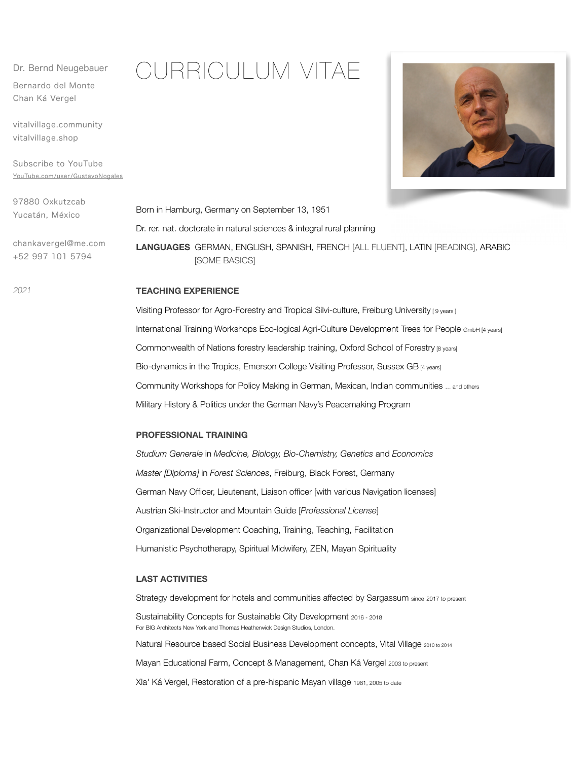Dr. Bernd Neugebauer

Bernardo del Monte
Chan Ká Vergel

vitalvillage.community
vitalvillage.shop

Subscribe to YouTube
YouTube.com/user/GustavoNogales

97880 Oxkutzcab
Yucatán, México

chankavergel@me.com
+52 997 101 5794

*2021*

# CURRICULUM VITAE

Born in Hamburg, Germany on September 13, 1951

Dr. rer. nat. doctorate in natural sciences & integral rural planning

**LANGUAGES** GERMAN, ENGLISH, SPANISH, FRENCH [ALL FLUENT], LATIN [READING], ARABIC [SOME BASICS]

## TEACHING EXPERIENCE

Visiting Professor for Agro-Forestry and Tropical Silvi-culture, Freiburg University [ 9 years ]

International Training Workshops Eco-logical Agri-Culture Development Trees for People GmbH [4 years]

Commonwealth of Nations forestry leadership training, Oxford School of Forestry [8 years]

Bio-dynamics in the Tropics, Emerson College Visiting Professor, Sussex GB [4 years]

Community Workshops for Policy Making in German, Mexican, Indian communities ... and others

Military History & Politics under the German Navy's Peacemaking Program

## PROFESSIONAL TRAINING

*Studium Generale* in *Medicine, Biology, Bio-Chemistry, Genetics* and *Economics*

*Master [Diploma]* in *Forest Sciences*, Freiburg, Black Forest, Germany

German Navy Officer, Lieutenant, Liaison officer [with various Navigation licenses]

Austrian Ski-Instructor and Mountain Guide [*Professional License*]

Organizational Development Coaching, Training, Teaching, Facilitation

Humanistic Psychotherapy, Spiritual Midwifery, ZEN, Mayan Spirituality

## LAST ACTIVITIES

Strategy development for hotels and communities affected by Sargassum since 2017 to present

Sustainability Concepts for Sustainable City Development 2016 - 2018
For BIG Architects New York and Thomas Heatherwick Design Studios, London.

Natural Resource based Social Business Development concepts, Vital Village 2010 to 2014

Mayan Educational Farm, Concept & Management, Chan Ká Vergel 2003 to present

Xla' Ká Vergel, Restoration of a pre-hispanic Mayan village 1981, 2005 to date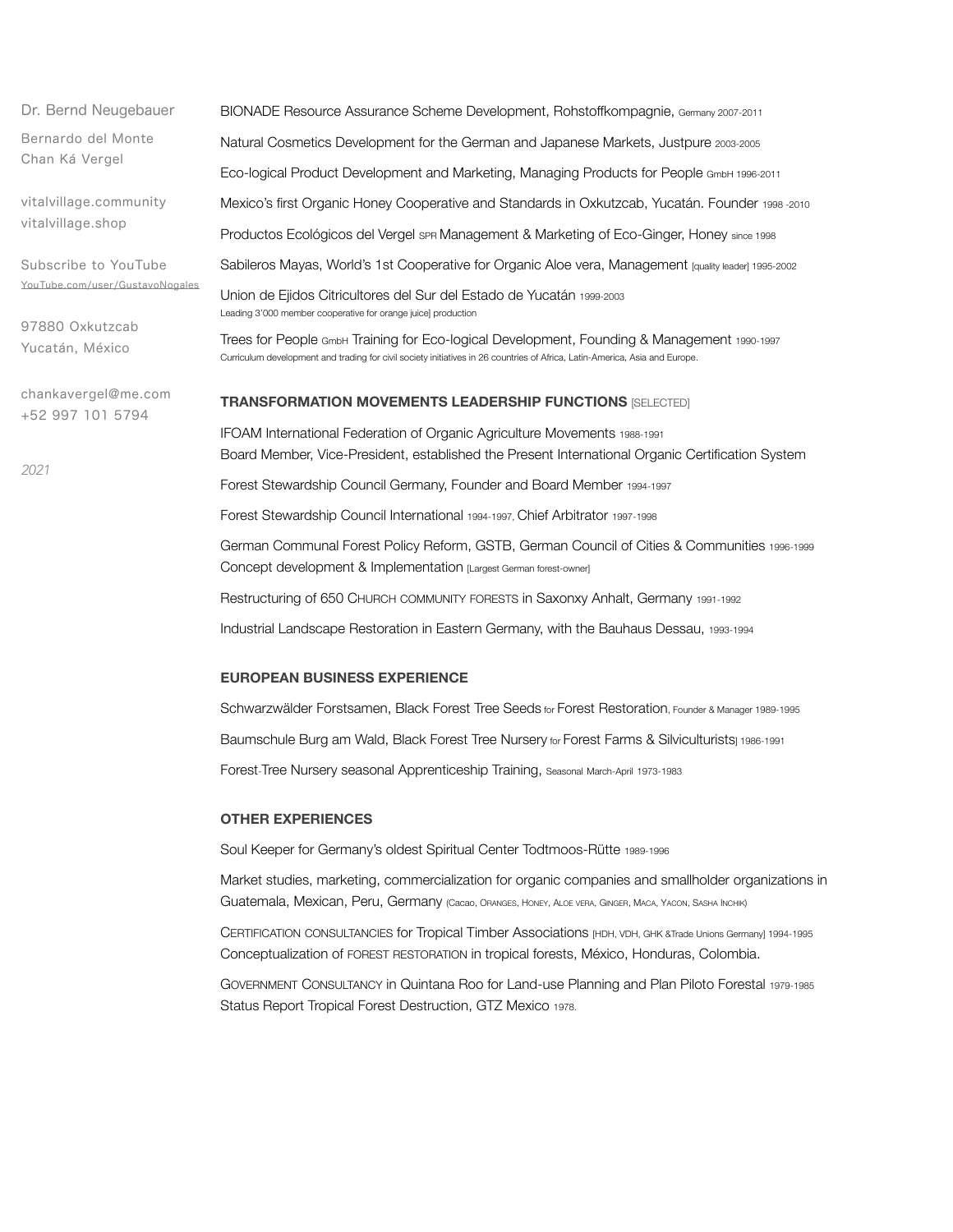Dr. Bernd Neugebauer

Bernardo del Monte
Chan Ká Vergel

vitalvillage.community
vitalvillage.shop

Subscribe to YouTube
YouTube.com/user/GustavoNogales

97880 Oxkutzcab
Yucatán, México

chankavergel@me.com
+52 997 101 5794

*2021*

BIONADE Resource Assurance Scheme Development, Rohstoffkompagnie, Germany 2007-2011

Natural Cosmetics Development for the German and Japanese Markets, Justpure 2003-2005

Eco-logical Product Development and Marketing, Managing Products for People GmbH 1996-2011

Mexico's first Organic Honey Cooperative and Standards in Oxkutzcab, Yucatán. Founder 1998 -2010

Productos Ecológicos del Vergel SPR Management & Marketing of Eco-Ginger, Honey since 1998

Sabileros Mayas, World's 1st Cooperative for Organic Aloe vera, Management [quality leader] 1995-2002

Union de Ejidos Citricultores del Sur del Estado de Yucatán 1999-2003
Leading 3'000 member cooperative for orange juice] production

Trees for People GmbH Training for Eco-logical Development, Founding & Management 1990-1997
Curriculum development and trading for civil society initiatives in 26 countries of Africa, Latin-America, Asia and Europe.

## TRANSFORMATION MOVEMENTS LEADERSHIP FUNCTIONS [SELECTED]

IFOAM International Federation of Organic Agriculture Movements 1988-1991
Board Member, Vice-President, established the Present International Organic Certification System

Forest Stewardship Council Germany, Founder and Board Member 1994-1997

Forest Stewardship Council International 1994-1997, Chief Arbitrator 1997-1998

German Communal Forest Policy Reform, GSTB, German Council of Cities & Communities 1996-1999
Concept development & Implementation [Largest German forest-owner]

Restructuring of 650 CHURCH COMMUNITY FORESTS in Saxonxy Anhalt, Germany 1991-1992

Industrial Landscape Restoration in Eastern Germany, with the Bauhaus Dessau, 1993-1994

## EUROPEAN BUSINESS EXPERIENCE

Schwarzwälder Forstsamen, Black Forest Tree Seeds for Forest Restoration, Founder & Manager 1989-1995

Baumschule Burg am Wald, Black Forest Tree Nursery for Forest Farms & Silviculturists| 1986-1991

Forest-Tree Nursery seasonal Apprenticeship Training, Seasonal March-April 1973-1983

## OTHER EXPERIENCES

Soul Keeper for Germany's oldest Spiritual Center Todtmoos-Rütte 1989-1996

Market studies, marketing, commercialization for organic companies and smallholder organizations in Guatemala, Mexican, Peru, Germany (Cacao, ORANGES, HONEY, ALOE VERA, GINGER, MACA, YACON, SASHA INCHIK)

CERTIFICATION CONSULTANCIES for Tropical Timber Associations [HDH, VDH, GHK &Trade Unions Germany] 1994-1995
Conceptualization of FOREST RESTORATION in tropical forests, México, Honduras, Colombia.

GOVERNMENT CONSULTANCY in Quintana Roo for Land-use Planning and Plan Piloto Forestal 1979-1985
Status Report Tropical Forest Destruction, GTZ Mexico 1978.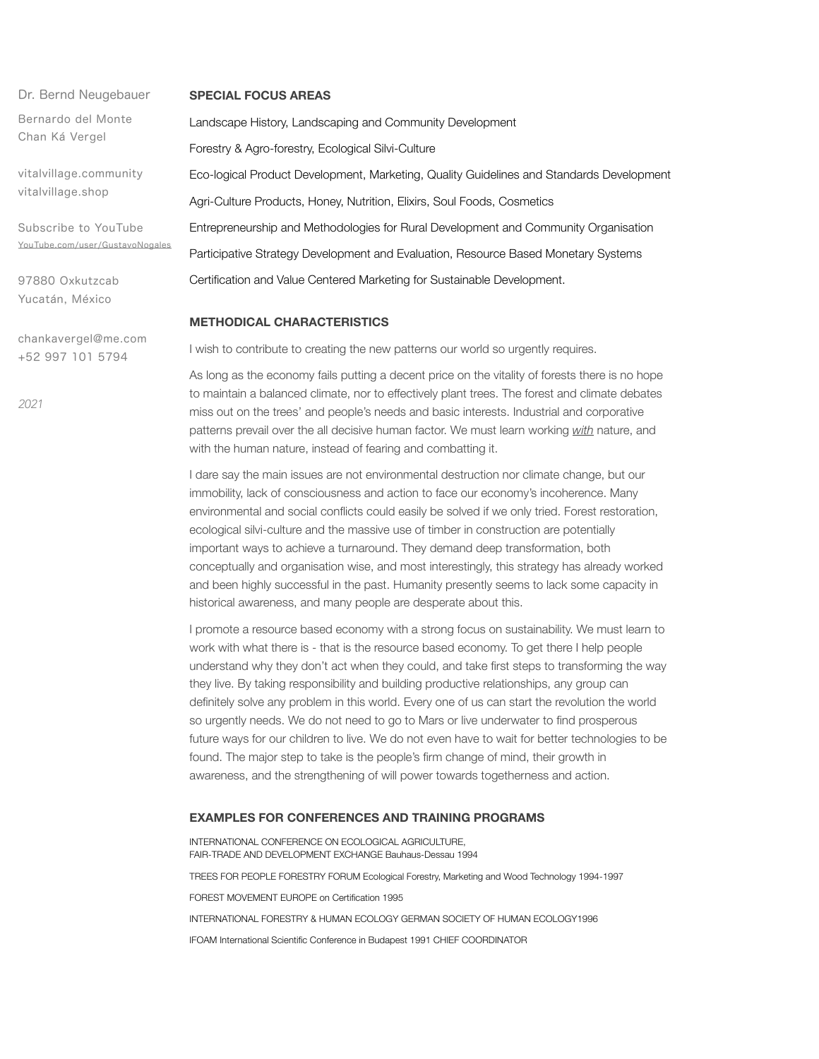Dr. Bernd Neugebauer

Bernardo del Monte
Chan Ká Vergel

vitalvillage.community
vitalvillage.shop

Subscribe to YouTube
YouTube.com/user/GustavoNogales

97880 Oxkutzcab
Yucatán, México

chankavergel@me.com
+52 997 101 5794

*2021*

## SPECIAL FOCUS AREAS

Landscape History, Landscaping and Community Development

Forestry & Agro-forestry, Ecological Silvi-Culture

Eco-logical Product Development, Marketing, Quality Guidelines and Standards Development

Agri-Culture Products, Honey, Nutrition, Elixirs, Soul Foods, Cosmetics

Entrepreneurship and Methodologies for Rural Development and Community Organisation

Participative Strategy Development and Evaluation, Resource Based Monetary Systems

Certification and Value Centered Marketing for Sustainable Development.

## METHODICAL CHARACTERISTICS

I wish to contribute to creating the new patterns our world so urgently requires.

As long as the economy fails putting a decent price on the vitality of forests there is no hope to maintain a balanced climate, nor to effectively plant trees. The forest and climate debates miss out on the trees' and people's needs and basic interests. Industrial and corporative patterns prevail over the all decisive human factor. We must learn working *with* nature, and with the human nature, instead of fearing and combatting it.

I dare say the main issues are not environmental destruction nor climate change, but our immobility, lack of consciousness and action to face our economy's incoherence. Many environmental and social conflicts could easily be solved if we only tried. Forest restoration, ecological silvi-culture and the massive use of timber in construction are potentially important ways to achieve a turnaround. They demand deep transformation, both conceptually and organisation wise, and most interestingly, this strategy has already worked and been highly successful in the past. Humanity presently seems to lack some capacity in historical awareness, and many people are desperate about this.

I promote a resource based economy with a strong focus on sustainability. We must learn to work with what there is - that is the resource based economy. To get there I help people understand why they don't act when they could, and take first steps to transforming the way they live. By taking responsibility and building productive relationships, any group can definitely solve any problem in this world. Every one of us can start the revolution the world so urgently needs. We do not need to go to Mars or live underwater to find prosperous future ways for our children to live. We do not even have to wait for better technologies to be found. The major step to take is the people's firm change of mind, their growth in awareness, and the strengthening of will power towards togetherness and action.

## EXAMPLES FOR CONFERENCES AND TRAINING PROGRAMS

INTERNATIONAL CONFERENCE ON ECOLOGICAL AGRICULTURE,
FAIR-TRADE AND DEVELOPMENT EXCHANGE Bauhaus-Dessau 1994

TREES FOR PEOPLE FORESTRY FORUM Ecological Forestry, Marketing and Wood Technology 1994-1997

FOREST MOVEMENT EUROPE on Certification 1995

INTERNATIONAL FORESTRY & HUMAN ECOLOGY GERMAN SOCIETY OF HUMAN ECOLOGY1996

IFOAM International Scientific Conference in Budapest 1991 CHIEF COORDINATOR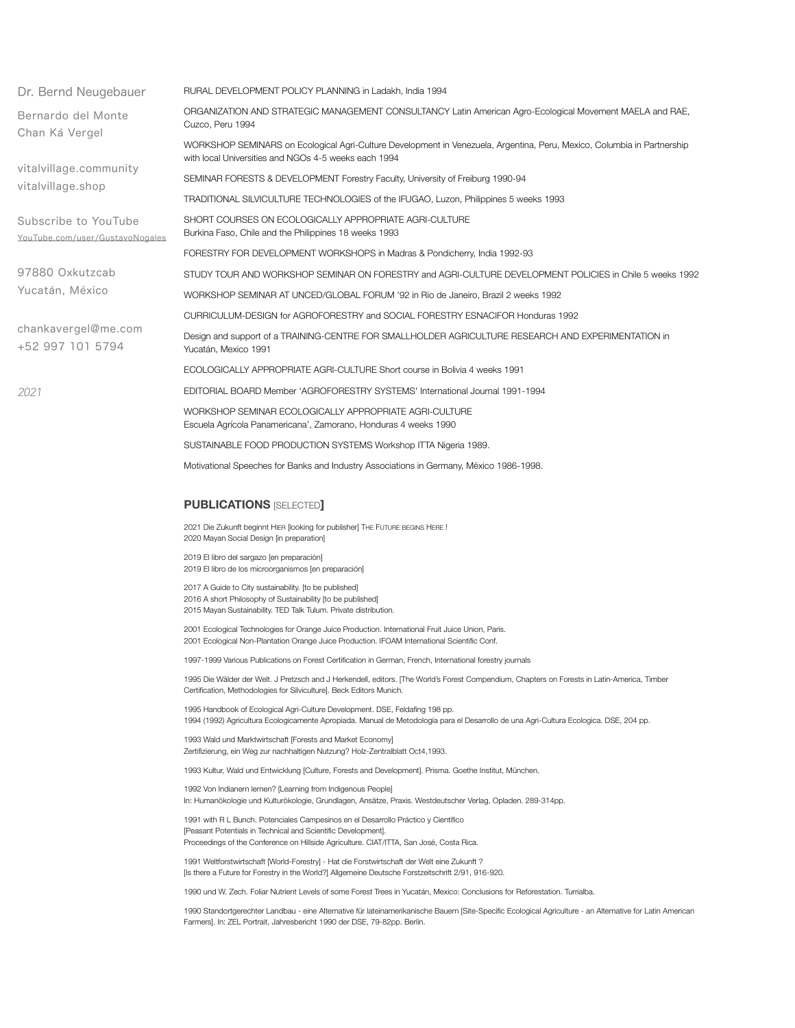Dr. Bernd Neugebauer

Bernardo del Monte
Chan Ká Vergel

vitalvillage.community
vitalvillage.shop

Subscribe to YouTube
[YouTube.com/user/GustavoNogales](YouTube.com/user/GustavoNogales)

97880 Oxkutzcab
Yucatán, México

chankavergel@me.com
+52 997 101 5794

*2021*

RURAL DEVELOPMENT POLICY PLANNING in Ladakh, India 1994

ORGANIZATION AND STRATEGIC MANAGEMENT CONSULTANCY Latin American Agro-Ecological Movement MAELA and RAE, Cuzco, Peru 1994

WORKSHOP SEMINARS on Ecological Agri-Culture Development in Venezuela, Argentina, Peru, Mexico, Columbia in Partnership with local Universities and NGOs 4-5 weeks each 1994

SEMINAR FORESTS & DEVELOPMENT Forestry Faculty, University of Freiburg 1990-94

TRADITIONAL SILVICULTURE TECHNOLOGIES of the IFUGAO, Luzon, Philippines 5 weeks 1993

SHORT COURSES ON ECOLOGICALLY APPROPRIATE AGRI-CULTURE
Burkina Faso, Chile and the Philippines 18 weeks 1993

FORESTRY FOR DEVELOPMENT WORKSHOPS in Madras & Pondicherry, India 1992-93

STUDY TOUR AND WORKSHOP SEMINAR ON FORESTRY and AGRI-CULTURE DEVELOPMENT POLICIES in Chile 5 weeks 1992

WORKSHOP SEMINAR AT UNCED/GLOBAL FORUM '92 in Rio de Janeiro, Brazil 2 weeks 1992

CURRICULUM-DESIGN for AGROFORESTRY and SOCIAL FORESTRY ESNACIFOR Honduras 1992

Design and support of a TRAINING-CENTRE FOR SMALLHOLDER AGRICULTURE RESEARCH AND EXPERIMENTATION in Yucatán, Mexico 1991

ECOLOGICALLY APPROPRIATE AGRI-CULTURE Short course in Bolivia 4 weeks 1991

EDITORIAL BOARD Member 'AGROFORESTRY SYSTEMS' International Journal 1991-1994

WORKSHOP SEMINAR ECOLOGICALLY APPROPRIATE AGRI-CULTURE
Escuela Agrícola Panamericana', Zamorano, Honduras 4 weeks 1990

SUSTAINABLE FOOD PRODUCTION SYSTEMS Workshop ITTA Nigeria 1989.

Motivational Speeches for Banks and Industry Associations in Germany, México 1986-1998.

## PUBLICATIONS [SELECTED]

2021 Die Zukunft beginnt HIER [looking for publisher] THE FUTURE BEGINS HERE !
2020 Mayan Social Design [in preparation]

2019 El libro del sargazo [en preparación]
2019 El libro de los microorganismos [en preparación]

2017 A Guide to City sustainability. [to be published]
2016 A short Philosophy of Sustainability [to be published]
2015 Mayan Sustainability. TED Talk Tulum. Private distribution.

2001 Ecological Technologies for Orange Juice Production. International Fruit Juice Union, Paris.
2001 Ecological Non-Plantation Orange Juice Production. IFOAM International Scientific Conf.

1997-1999 Various Publications on Forest Certification in German, French, International forestry journals

1995 Die Wälder der Welt. J Pretzsch and J Herkendell, editors. [The World's Forest Compendium, Chapters on Forests in Latin-America, Timber Certification, Methodologies for Silviculture]. Beck Editors Munich.

1995 Handbook of Ecological Agri-Culture Development. DSE, Feldafing 198 pp.
1994 (1992) Agricultura Ecologicamente Apropiada. Manual de Metodología para el Desarrollo de una Agri-Cultura Ecologica. DSE, 204 pp.

1993 Wald und Marktwirtschaft [Forests and Market Economy]
Zertifizierung, ein Weg zur nachhaltigen Nutzung? Holz-Zentralblatt Oct4,1993.

1993 Kultur, Wald und Entwicklung [Culture, Forests and Development]. Prisma. Goethe Institut, München.

1992 Von Indianern lernen? [Learning from Indigenous People]
In: Humanökologie und Kulturökologie, Grundlagen, Ansätze, Praxis. Westdeutscher Verlag, Opladen. 289-314pp.

1991 with R L Bunch. Potenciales Campesinos en el Desarrollo Práctico y Científico
[Peasant Potentials in Technical and Scientific Development].
Proceedings of the Conference on Hillside Agriculture. CIAT/ITTA, San José, Costa Rica.

1991 Weltforstwirtschaft [World-Forestry] - Hat die Forstwirtschaft der Welt eine Zukunft ?
[Is there a Future for Forestry in the World?] Allgemeine Deutsche Forstzeitschrift 2/91, 916-920.

1990 und W. Zech. Foliar Nutrient Levels of some Forest Trees in Yucatán, Mexico: Conclusions for Reforestation. Turrialba.

1990 Standortgerechter Landbau - eine Alternative für lateinamerikanische Bauern [Site-Specific Ecological Agriculture - an Alternative for Latin American Farmers]. In: ZEL Portrait, Jahresbericht 1990 der DSE, 79-82pp. Berlin.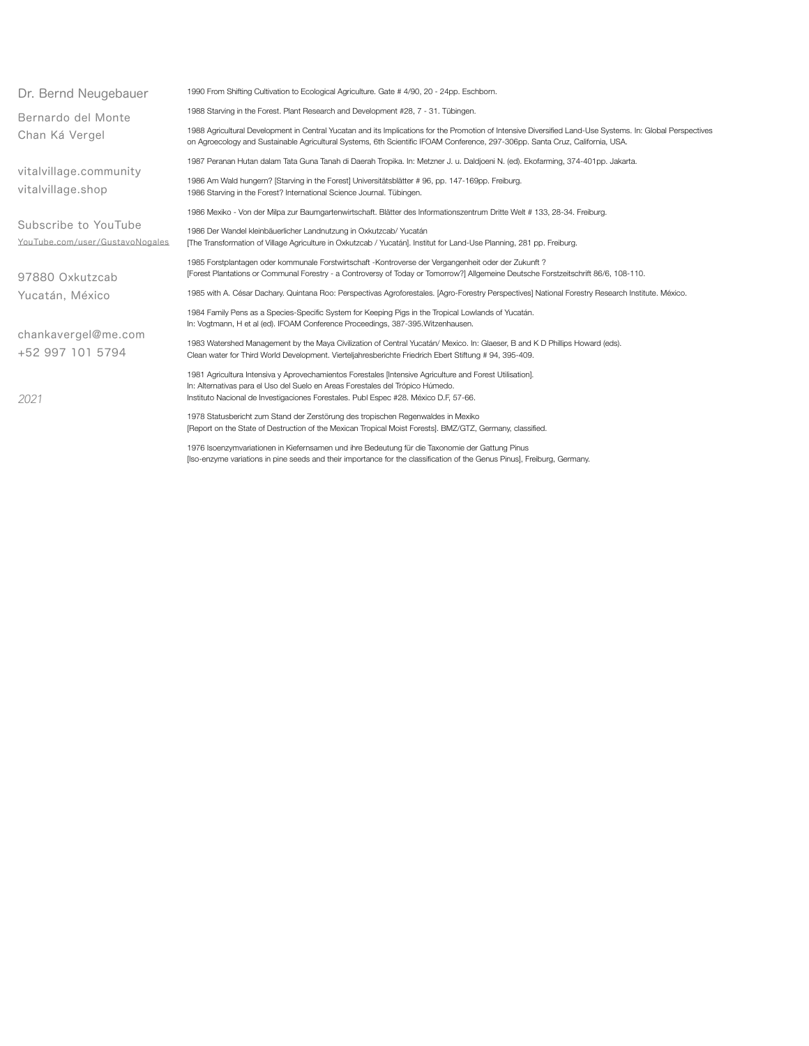Dr. Bernd Neugebauer

Bernardo del Monte
Chan Ká Vergel

vitalvillage.community
vitalvillage.shop

Subscribe to YouTube
YouTube.com/user/GustavoNogales

97880 Oxkutzcab
Yucatán, México

chankavergel@me.com
+52 997 101 5794

*2021*

1990 From Shifting Cultivation to Ecological Agriculture. Gate # 4/90, 20 - 24pp. Eschborn.

1988 Starving in the Forest. Plant Research and Development #28, 7 - 31. Tübingen.

1988 Agricultural Development in Central Yucatan and its Implications for the Promotion of Intensive Diversified Land-Use Systems. In: Global Perspectives on Agroecology and Sustainable Agricultural Systems, 6th Scientific IFOAM Conference, 297-306pp. Santa Cruz, California, USA.

1987 Peranan Hutan dalam Tata Guna Tanah di Daerah Tropika. In: Metzner J. u. Daldjoeni N. (ed). Ekofarming, 374-401pp. Jakarta.

1986 Am Wald hungern? [Starving in the Forest] Universitätsblätter # 96, pp. 147-169pp. Freiburg.
1986 Starving in the Forest? International Science Journal. Tübingen.

1986 Mexiko - Von der Milpa zur Baumgartenwirtschaft. Blätter des Informationszentrum Dritte Welt # 133, 28-34. Freiburg.

1986 Der Wandel kleinbäuerlicher Landnutzung in Oxkutzcab/ Yucatán
[The Transformation of Village Agriculture in Oxkutzcab / Yucatán]. Institut for Land-Use Planning, 281 pp. Freiburg.

1985 Forstplantagen oder kommunale Forstwirtschaft -Kontroverse der Vergangenheit oder der Zukunft ?
[Forest Plantations or Communal Forestry - a Controversy of Today or Tomorrow?] Allgemeine Deutsche Forstzeitschrift 86/6, 108-110.

1985 with A. César Dachary. Quintana Roo: Perspectivas Agroforestales. [Agro-Forestry Perspectives] National Forestry Research Institute. México.

1984 Family Pens as a Species-Specific System for Keeping Pigs in the Tropical Lowlands of Yucatán.
In: Vogtmann, H et al (ed). IFOAM Conference Proceedings, 387-395.Witzenhausen.

1983 Watershed Management by the Maya Civilization of Central Yucatán/ Mexico. In: Glaeser, B and K D Phillips Howard (eds).
Clean water for Third World Development. Vierteljahresberichte Friedrich Ebert Stiftung # 94, 395-409.

1981 Agricultura Intensiva y Aprovechamientos Forestales [Intensive Agriculture and Forest Utilisation].
In: Alternativas para el Uso del Suelo en Areas Forestales del Trópico Húmedo.
Instituto Nacional de Investigaciones Forestales. Publ Espec #28. México D.F, 57-66.

1978 Statusbericht zum Stand der Zerstörung des tropischen Regenwaldes in Mexiko
[Report on the State of Destruction of the Mexican Tropical Moist Forests]. BMZ/GTZ, Germany, classified.

1976 Isoenzymvariationen in Kiefernsamen und ihre Bedeutung für die Taxonomie der Gattung Pinus
[Iso-enzyme variations in pine seeds and their importance for the classification of the Genus Pinus], Freiburg, Germany.